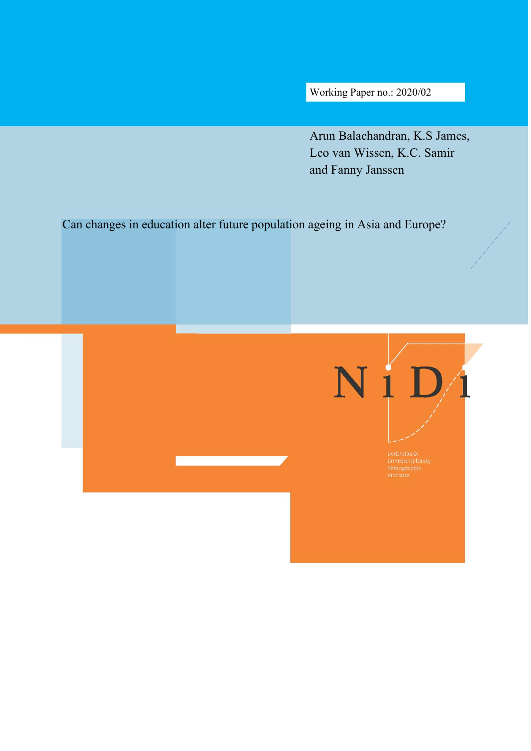Working Paper no.: 2020/02

Arun Balachandran, K.S James, Leo van Wissen, K.C. Samir and Fanny Janssen

# Can changes in education alter future population ageing in Asia and Europe?

NiDi

netherlands interdisciplinary demographic institute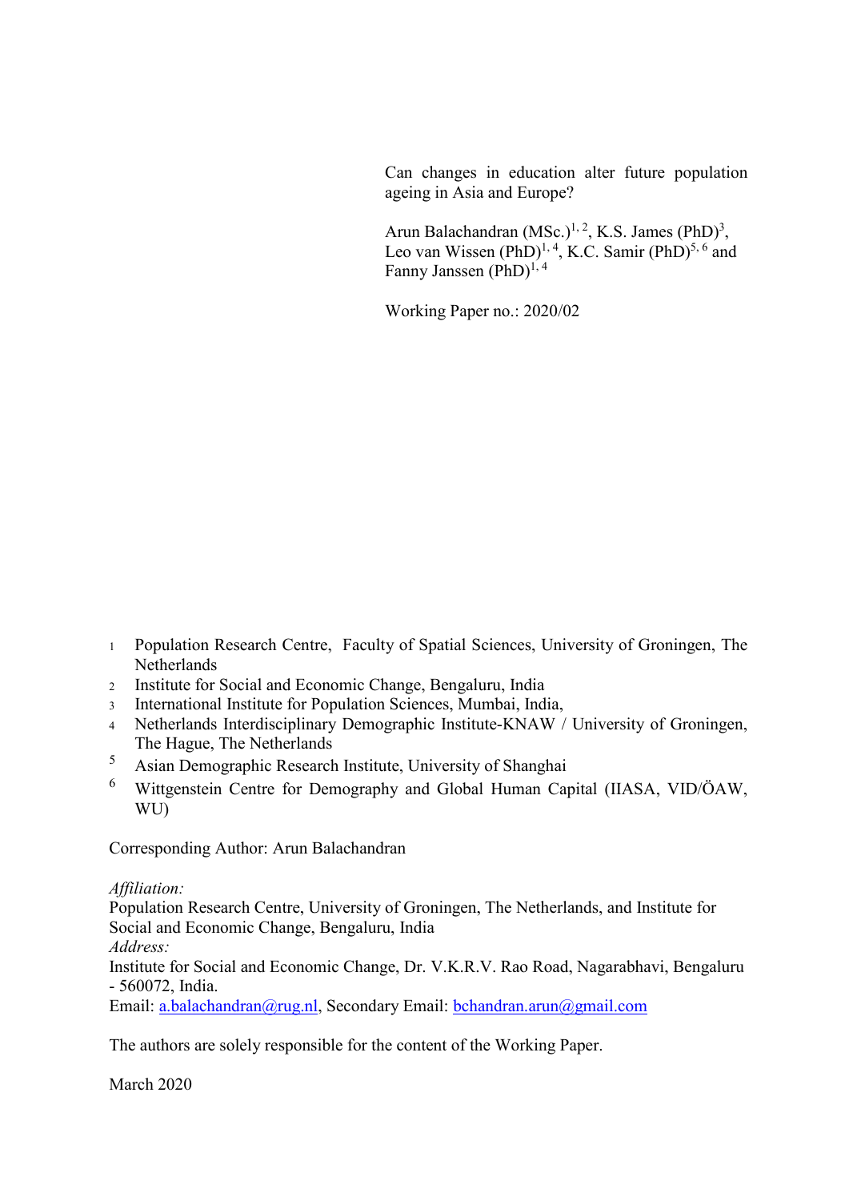Can changes in education alter future population ageing in Asia and Europe?

Arun Balachandran (MSc.)[1, 2], K.S. James (PhD)[3], Leo van Wissen (PhD)[1, 4], K.C. Samir (PhD)[5, 6] and Fanny Janssen (PhD)[1, 4]

Working Paper no.: 2020/02

1. Population Research Centre, Faculty of Spatial Sciences, University of Groningen, The Netherlands
2. Institute for Social and Economic Change, Bengaluru, India
3. International Institute for Population Sciences, Mumbai, India,
4. Netherlands Interdisciplinary Demographic Institute-KNAW / University of Groningen, The Hague, The Netherlands
5. Asian Demographic Research Institute, University of Shanghai
6. Wittgenstein Centre for Demography and Global Human Capital (IIASA, VID/ÖAW, WU)

Corresponding Author: Arun Balachandran

*Affiliation:*
Population Research Centre, University of Groningen, The Netherlands, and Institute for Social and Economic Change, Bengaluru, India
*Address:*
Institute for Social and Economic Change, Dr. V.K.R.V. Rao Road, Nagarabhavi, Bengaluru - 560072, India.
Email: a.balachandran@rug.nl, Secondary Email: bchandran.arun@gmail.com

The authors are solely responsible for the content of the Working Paper.

March 2020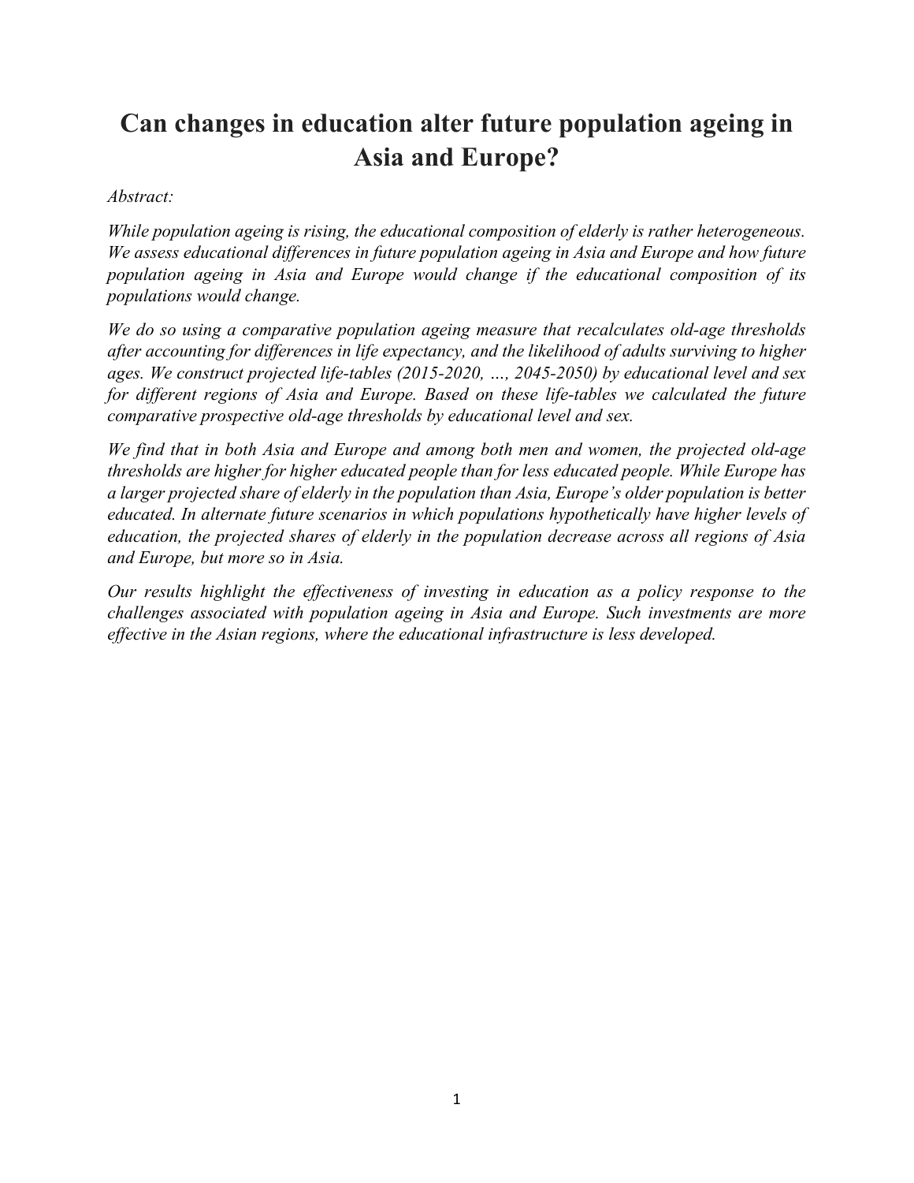# Can changes in education alter future population ageing in Asia and Europe?

*Abstract:*

*While population ageing is rising, the educational composition of elderly is rather heterogeneous. We assess educational differences in future population ageing in Asia and Europe and how future population ageing in Asia and Europe would change if the educational composition of its populations would change.*

*We do so using a comparative population ageing measure that recalculates old-age thresholds after accounting for differences in life expectancy, and the likelihood of adults surviving to higher ages. We construct projected life-tables (2015-2020, …, 2045-2050) by educational level and sex for different regions of Asia and Europe. Based on these life-tables we calculated the future comparative prospective old-age thresholds by educational level and sex.*

*We find that in both Asia and Europe and among both men and women, the projected old-age thresholds are higher for higher educated people than for less educated people. While Europe has a larger projected share of elderly in the population than Asia, Europe's older population is better educated. In alternate future scenarios in which populations hypothetically have higher levels of education, the projected shares of elderly in the population decrease across all regions of Asia and Europe, but more so in Asia.*

*Our results highlight the effectiveness of investing in education as a policy response to the challenges associated with population ageing in Asia and Europe. Such investments are more effective in the Asian regions, where the educational infrastructure is less developed.*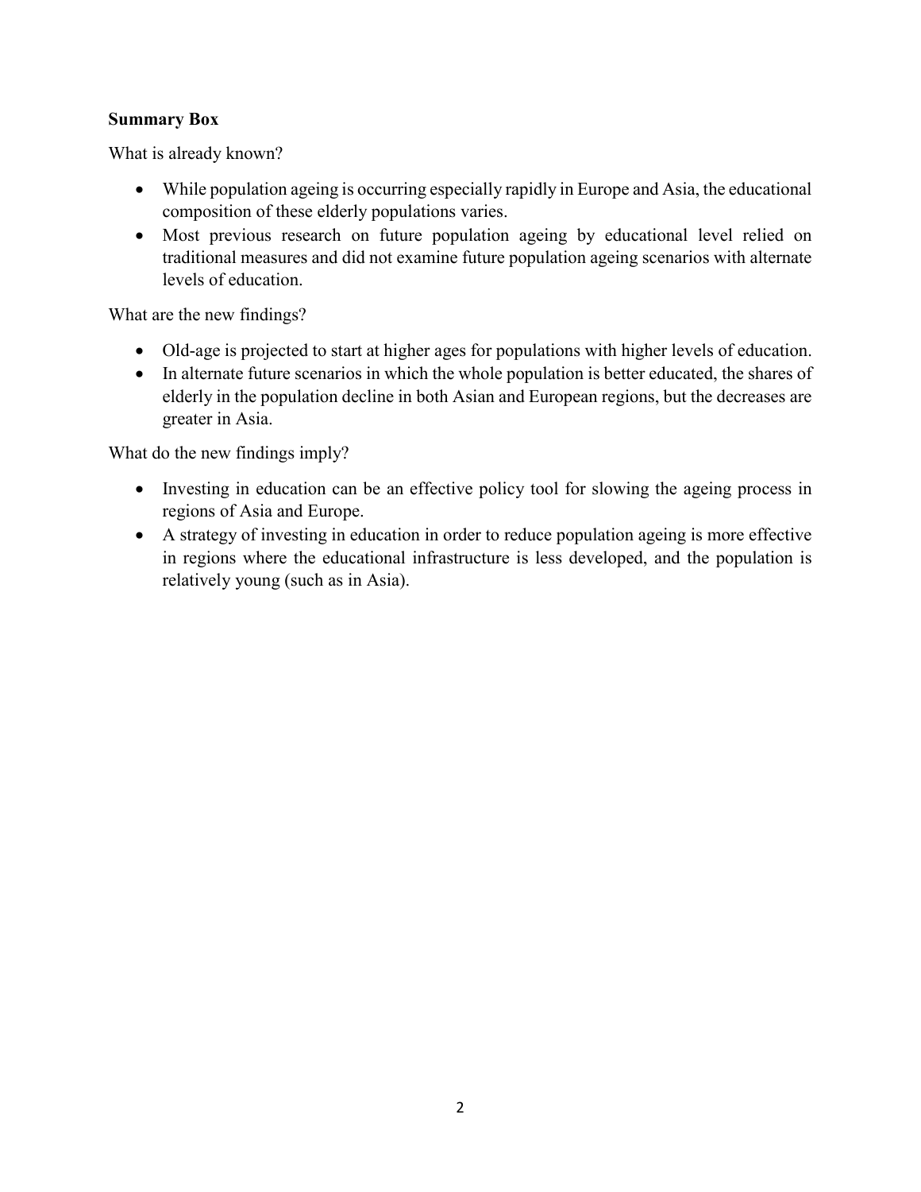**Summary Box**

What is already known?

- While population ageing is occurring especially rapidly in Europe and Asia, the educational composition of these elderly populations varies.
- Most previous research on future population ageing by educational level relied on traditional measures and did not examine future population ageing scenarios with alternate levels of education.

What are the new findings?

- Old-age is projected to start at higher ages for populations with higher levels of education.
- In alternate future scenarios in which the whole population is better educated, the shares of elderly in the population decline in both Asian and European regions, but the decreases are greater in Asia.

What do the new findings imply?

- Investing in education can be an effective policy tool for slowing the ageing process in regions of Asia and Europe.
- A strategy of investing in education in order to reduce population ageing is more effective in regions where the educational infrastructure is less developed, and the population is relatively young (such as in Asia).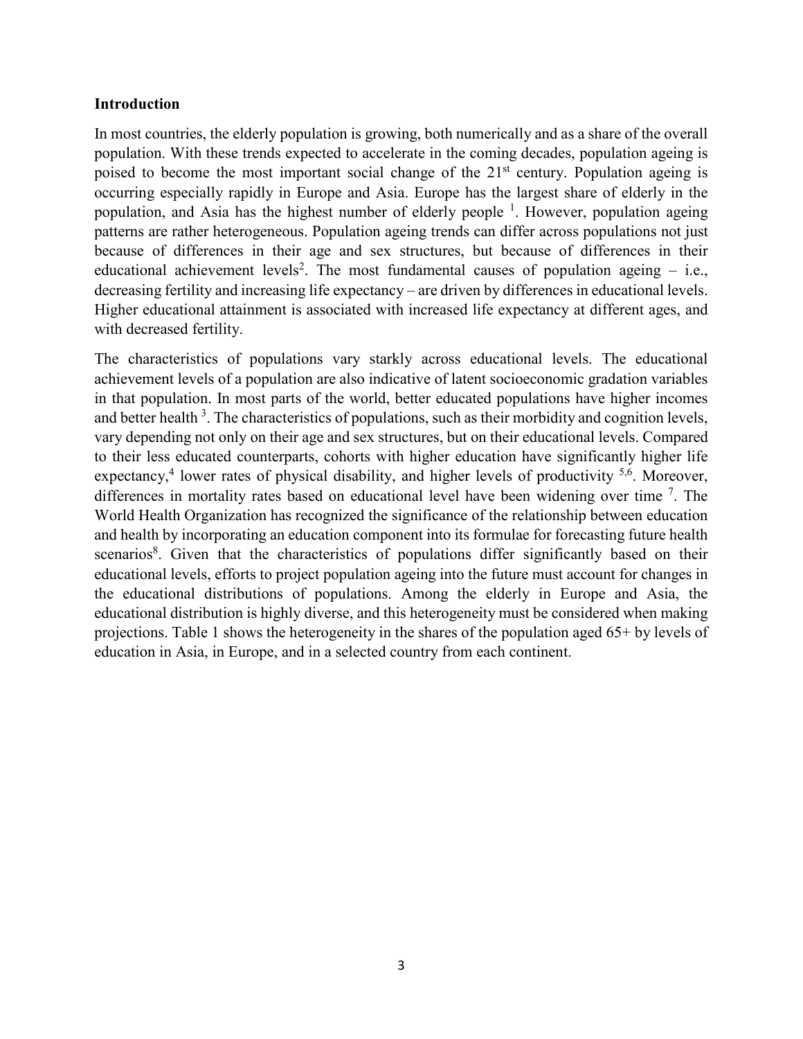**Introduction**

In most countries, the elderly population is growing, both numerically and as a share of the overall population. With these trends expected to accelerate in the coming decades, population ageing is poised to become the most important social change of the 21st century. Population ageing is occurring especially rapidly in Europe and Asia. Europe has the largest share of elderly in the population, and Asia has the highest number of elderly people [1]. However, population ageing patterns are rather heterogeneous. Population ageing trends can differ across populations not just because of differences in their age and sex structures, but because of differences in their educational achievement levels[2]. The most fundamental causes of population ageing – i.e., decreasing fertility and increasing life expectancy – are driven by differences in educational levels. Higher educational attainment is associated with increased life expectancy at different ages, and with decreased fertility.

The characteristics of populations vary starkly across educational levels. The educational achievement levels of a population are also indicative of latent socioeconomic gradation variables in that population. In most parts of the world, better educated populations have higher incomes and better health [3]. The characteristics of populations, such as their morbidity and cognition levels, vary depending not only on their age and sex structures, but on their educational levels. Compared to their less educated counterparts, cohorts with higher education have significantly higher life expectancy,[4] lower rates of physical disability, and higher levels of productivity [5,6]. Moreover, differences in mortality rates based on educational level have been widening over time [7]. The World Health Organization has recognized the significance of the relationship between education and health by incorporating an education component into its formulae for forecasting future health scenarios[8]. Given that the characteristics of populations differ significantly based on their educational levels, efforts to project population ageing into the future must account for changes in the educational distributions of populations. Among the elderly in Europe and Asia, the educational distribution is highly diverse, and this heterogeneity must be considered when making projections. Table 1 shows the heterogeneity in the shares of the population aged 65+ by levels of education in Asia, in Europe, and in a selected country from each continent.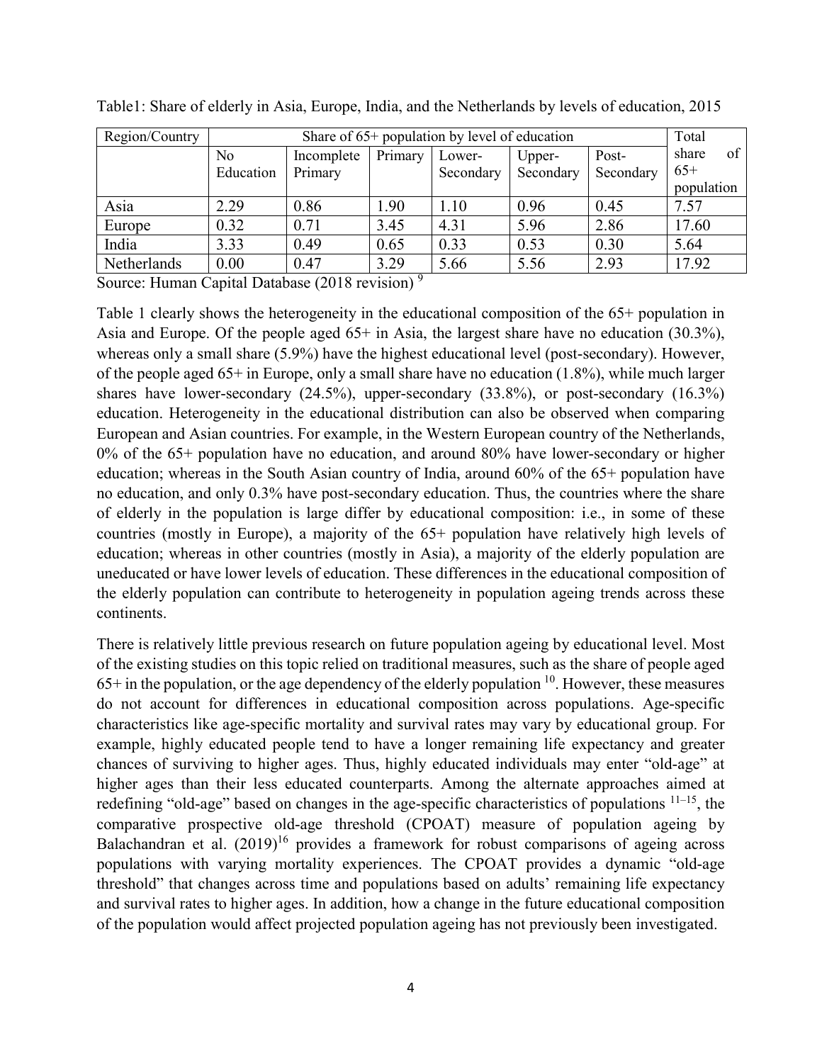Table1: Share of elderly in Asia, Europe, India, and the Netherlands by levels of education, 2015

| Region/Country | Share of 65+ population by level of education | | | | | | Total share of 65+ population |
|---|---|---|---|---|---|---|---|
| | No Education | Incomplete Primary | Primary | Lower-Secondary | Upper-Secondary | Post-Secondary | |
| Asia | 2.29 | 0.86 | 1.90 | 1.10 | 0.96 | 0.45 | 7.57 |
| Europe | 0.32 | 0.71 | 3.45 | 4.31 | 5.96 | 2.86 | 17.60 |
| India | 3.33 | 0.49 | 0.65 | 0.33 | 0.53 | 0.30 | 5.64 |
| Netherlands | 0.00 | 0.47 | 3.29 | 5.66 | 5.56 | 2.93 | 17.92 |

Source: Human Capital Database (2018 revision) [9]

Table 1 clearly shows the heterogeneity in the educational composition of the 65+ population in Asia and Europe. Of the people aged 65+ in Asia, the largest share have no education (30.3%), whereas only a small share (5.9%) have the highest educational level (post-secondary). However, of the people aged 65+ in Europe, only a small share have no education (1.8%), while much larger shares have lower-secondary (24.5%), upper-secondary (33.8%), or post-secondary (16.3%) education. Heterogeneity in the educational distribution can also be observed when comparing European and Asian countries. For example, in the Western European country of the Netherlands, 0% of the 65+ population have no education, and around 80% have lower-secondary or higher education; whereas in the South Asian country of India, around 60% of the 65+ population have no education, and only 0.3% have post-secondary education. Thus, the countries where the share of elderly in the population is large differ by educational composition: i.e., in some of these countries (mostly in Europe), a majority of the 65+ population have relatively high levels of education; whereas in other countries (mostly in Asia), a majority of the elderly population are uneducated or have lower levels of education. These differences in the educational composition of the elderly population can contribute to heterogeneity in population ageing trends across these continents.

There is relatively little previous research on future population ageing by educational level. Most of the existing studies on this topic relied on traditional measures, such as the share of people aged 65+ in the population, or the age dependency of the elderly population [10]. However, these measures do not account for differences in educational composition across populations. Age-specific characteristics like age-specific mortality and survival rates may vary by educational group. For example, highly educated people tend to have a longer remaining life expectancy and greater chances of surviving to higher ages. Thus, highly educated individuals may enter "old-age" at higher ages than their less educated counterparts. Among the alternate approaches aimed at redefining "old-age" based on changes in the age-specific characteristics of populations [11–15], the comparative prospective old-age threshold (CPOAT) measure of population ageing by Balachandran et al. (2019)[16] provides a framework for robust comparisons of ageing across populations with varying mortality experiences. The CPOAT provides a dynamic "old-age threshold" that changes across time and populations based on adults' remaining life expectancy and survival rates to higher ages. In addition, how a change in the future educational composition of the population would affect projected population ageing has not previously been investigated.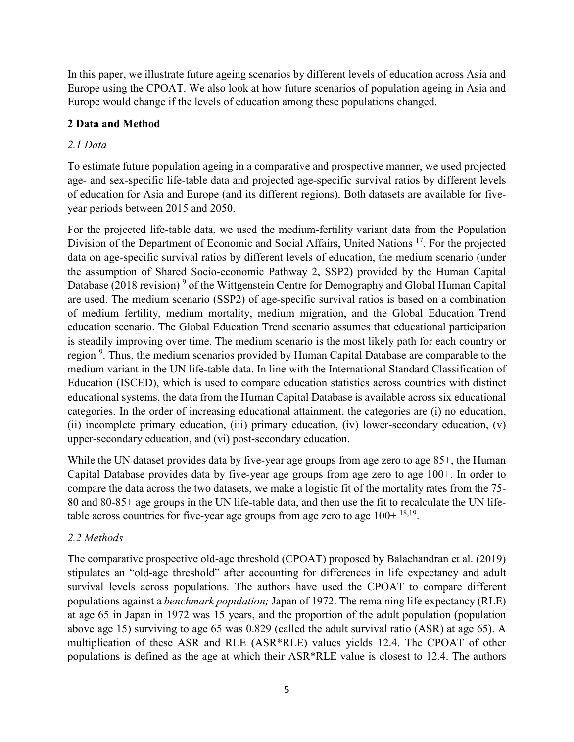In this paper, we illustrate future ageing scenarios by different levels of education across Asia and Europe using the CPOAT. We also look at how future scenarios of population ageing in Asia and Europe would change if the levels of education among these populations changed.

## 2 Data and Method

### *2.1 Data*

To estimate future population ageing in a comparative and prospective manner, we used projected age- and sex-specific life-table data and projected age-specific survival ratios by different levels of education for Asia and Europe (and its different regions). Both datasets are available for five-year periods between 2015 and 2050.

For the projected life-table data, we used the medium-fertility variant data from the Population Division of the Department of Economic and Social Affairs, United Nations [17]. For the projected data on age-specific survival ratios by different levels of education, the medium scenario (under the assumption of Shared Socio-economic Pathway 2, SSP2) provided by the Human Capital Database (2018 revision) [9] of the Wittgenstein Centre for Demography and Global Human Capital are used. The medium scenario (SSP2) of age-specific survival ratios is based on a combination of medium fertility, medium mortality, medium migration, and the Global Education Trend education scenario. The Global Education Trend scenario assumes that educational participation is steadily improving over time. The medium scenario is the most likely path for each country or region [9]. Thus, the medium scenarios provided by Human Capital Database are comparable to the medium variant in the UN life-table data. In line with the International Standard Classification of Education (ISCED), which is used to compare education statistics across countries with distinct educational systems, the data from the Human Capital Database is available across six educational categories. In the order of increasing educational attainment, the categories are (i) no education, (ii) incomplete primary education, (iii) primary education, (iv) lower-secondary education, (v) upper-secondary education, and (vi) post-secondary education.

While the UN dataset provides data by five-year age groups from age zero to age 85+, the Human Capital Database provides data by five-year age groups from age zero to age 100+. In order to compare the data across the two datasets, we make a logistic fit of the mortality rates from the 75-80 and 80-85+ age groups in the UN life-table data, and then use the fit to recalculate the UN life-table across countries for five-year age groups from age zero to age 100+ [18,19].

### *2.2 Methods*

The comparative prospective old-age threshold (CPOAT) proposed by Balachandran et al. (2019) stipulates an "old-age threshold" after accounting for differences in life expectancy and adult survival levels across populations. The authors have used the CPOAT to compare different populations against a *benchmark population;* Japan of 1972. The remaining life expectancy (RLE) at age 65 in Japan in 1972 was 15 years, and the proportion of the adult population (population above age 15) surviving to age 65 was 0.829 (called the adult survival ratio (ASR) at age 65). A multiplication of these ASR and RLE (ASR*RLE) values yields 12.4. The CPOAT of other populations is defined as the age at which their ASR*RLE value is closest to 12.4. The authors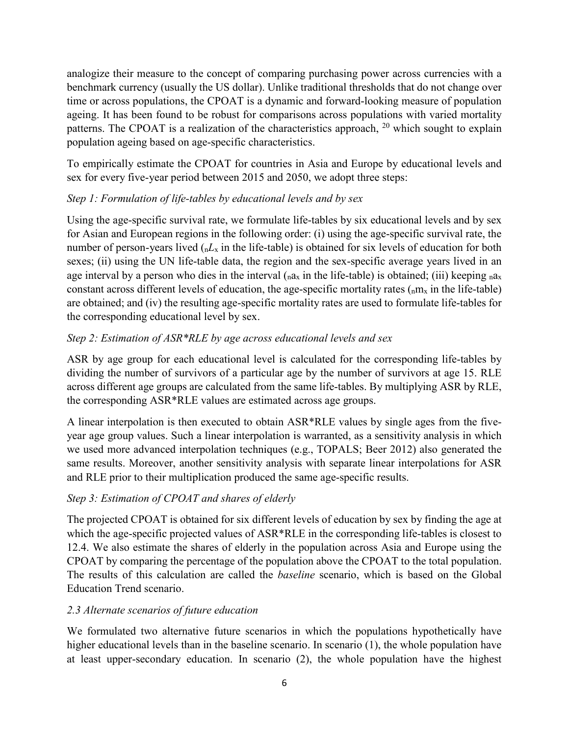analogize their measure to the concept of comparing purchasing power across currencies with a benchmark currency (usually the US dollar). Unlike traditional thresholds that do not change over time or across populations, the CPOAT is a dynamic and forward-looking measure of population ageing. It has been found to be robust for comparisons across populations with varied mortality patterns. The CPOAT is a realization of the characteristics approach, [20] which sought to explain population ageing based on age-specific characteristics.

To empirically estimate the CPOAT for countries in Asia and Europe by educational levels and sex for every five-year period between 2015 and 2050, we adopt three steps:

*Step 1: Formulation of life-tables by educational levels and by sex*

Using the age-specific survival rate, we formulate life-tables by six educational levels and by sex for Asian and European regions in the following order: (i) using the age-specific survival rate, the number of person-years lived (${}_nL_x$ in the life-table) is obtained for six levels of education for both sexes; (ii) using the UN life-table data, the region and the sex-specific average years lived in an age interval by a person who dies in the interval (${}_na_x$ in the life-table) is obtained; (iii) keeping ${}_na_x$ constant across different levels of education, the age-specific mortality rates (${}_nm_x$ in the life-table) are obtained; and (iv) the resulting age-specific mortality rates are used to formulate life-tables for the corresponding educational level by sex.

*Step 2: Estimation of ASR*RLE by age across educational levels and sex*

ASR by age group for each educational level is calculated for the corresponding life-tables by dividing the number of survivors of a particular age by the number of survivors at age 15. RLE across different age groups are calculated from the same life-tables. By multiplying ASR by RLE, the corresponding ASR*RLE values are estimated across age groups.

A linear interpolation is then executed to obtain ASR*RLE values by single ages from the five-year age group values. Such a linear interpolation is warranted, as a sensitivity analysis in which we used more advanced interpolation techniques (e.g., TOPALS; Beer 2012) also generated the same results. Moreover, another sensitivity analysis with separate linear interpolations for ASR and RLE prior to their multiplication produced the same age-specific results.

*Step 3: Estimation of CPOAT and shares of elderly*

The projected CPOAT is obtained for six different levels of education by sex by finding the age at which the age-specific projected values of ASR*RLE in the corresponding life-tables is closest to 12.4. We also estimate the shares of elderly in the population across Asia and Europe using the CPOAT by comparing the percentage of the population above the CPOAT to the total population. The results of this calculation are called the *baseline* scenario, which is based on the Global Education Trend scenario.

*2.3 Alternate scenarios of future education*

We formulated two alternative future scenarios in which the populations hypothetically have higher educational levels than in the baseline scenario. In scenario (1), the whole population have at least upper-secondary education. In scenario (2), the whole population have the highest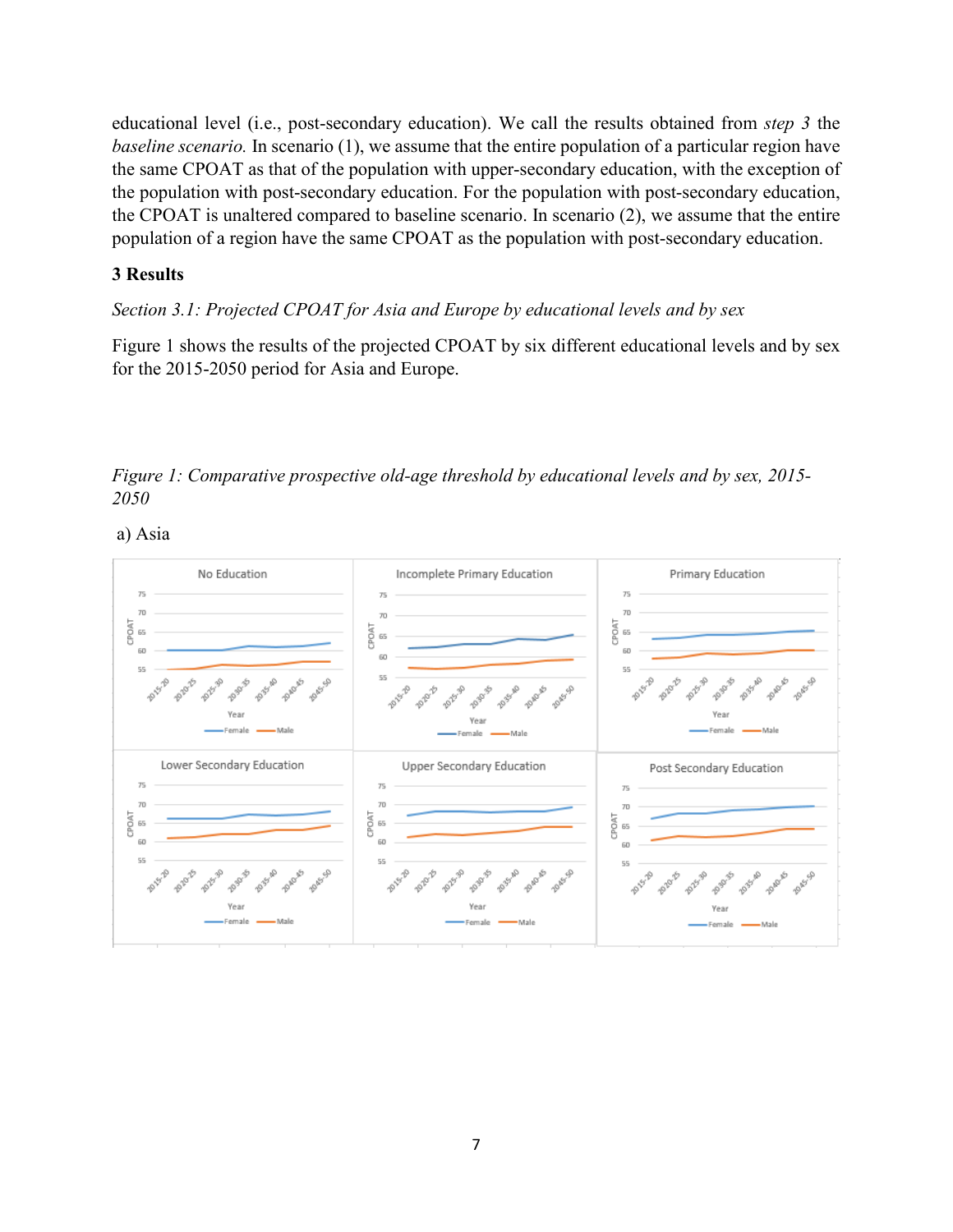educational level (i.e., post-secondary education). We call the results obtained from *step 3* the *baseline scenario.* In scenario (1), we assume that the entire population of a particular region have the same CPOAT as that of the population with upper-secondary education, with the exception of the population with post-secondary education. For the population with post-secondary education, the CPOAT is unaltered compared to baseline scenario. In scenario (2), we assume that the entire population of a region have the same CPOAT as the population with post-secondary education.

### 3 Results

*Section 3.1: Projected CPOAT for Asia and Europe by educational levels and by sex*

Figure 1 shows the results of the projected CPOAT by six different educational levels and by sex for the 2015-2050 period for Asia and Europe.

*Figure 1: Comparative prospective old-age threshold by educational levels and by sex, 2015-2050*

a) Asia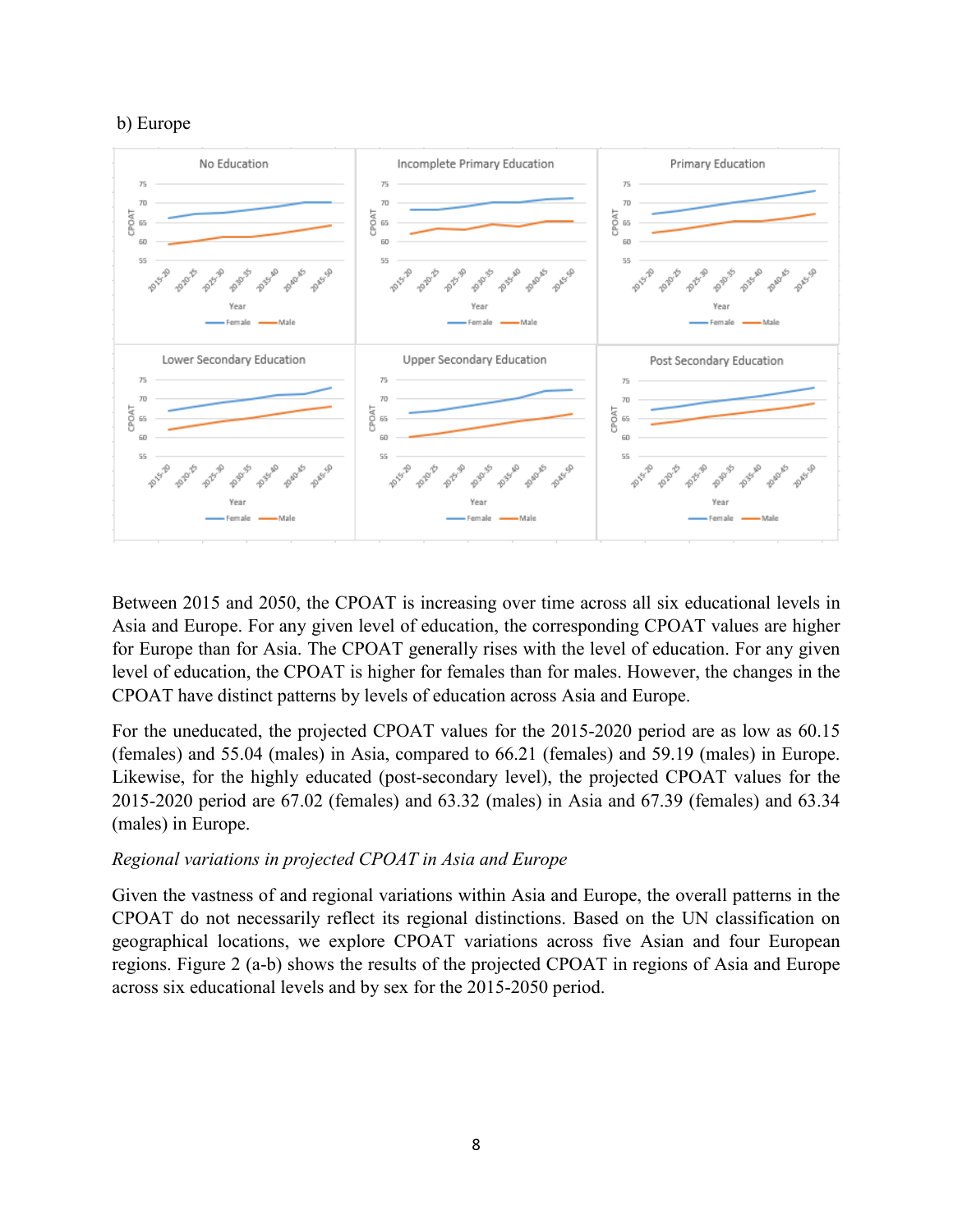b) Europe

Between 2015 and 2050, the CPOAT is increasing over time across all six educational levels in Asia and Europe. For any given level of education, the corresponding CPOAT values are higher for Europe than for Asia. The CPOAT generally rises with the level of education. For any given level of education, the CPOAT is higher for females than for males. However, the changes in the CPOAT have distinct patterns by levels of education across Asia and Europe.

For the uneducated, the projected CPOAT values for the 2015-2020 period are as low as 60.15 (females) and 55.04 (males) in Asia, compared to 66.21 (females) and 59.19 (males) in Europe. Likewise, for the highly educated (post-secondary level), the projected CPOAT values for the 2015-2020 period are 67.02 (females) and 63.32 (males) in Asia and 67.39 (females) and 63.34 (males) in Europe.

*Regional variations in projected CPOAT in Asia and Europe*

Given the vastness of and regional variations within Asia and Europe, the overall patterns in the CPOAT do not necessarily reflect its regional distinctions. Based on the UN classification on geographical locations, we explore CPOAT variations across five Asian and four European regions. Figure 2 (a-b) shows the results of the projected CPOAT in regions of Asia and Europe across six educational levels and by sex for the 2015-2050 period.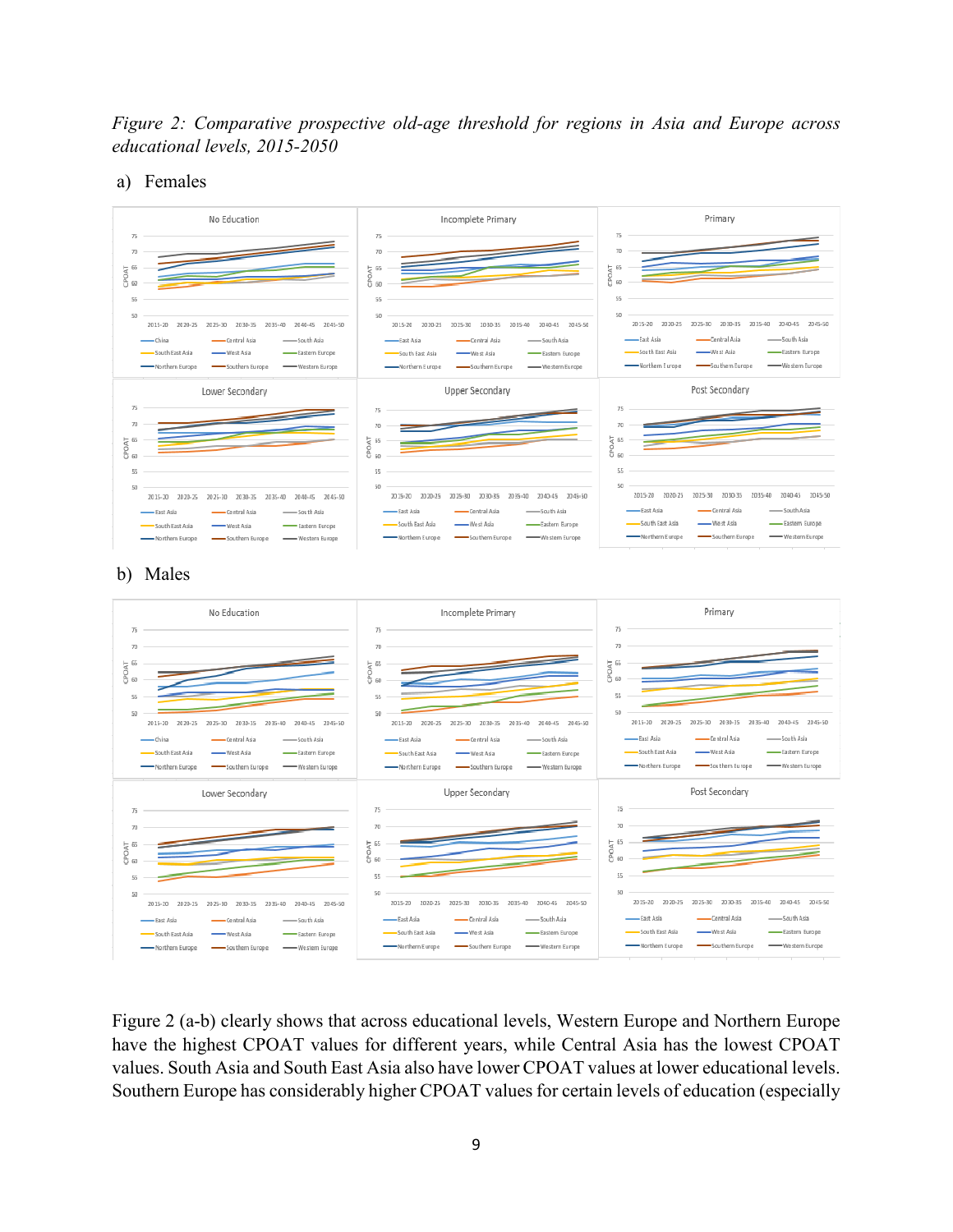*Figure 2: Comparative prospective old-age threshold for regions in Asia and Europe across educational levels, 2015-2050*

a) Females

b) Males

Figure 2 (a-b) clearly shows that across educational levels, Western Europe and Northern Europe have the highest CPOAT values for different years, while Central Asia has the lowest CPOAT values. South Asia and South East Asia also have lower CPOAT values at lower educational levels. Southern Europe has considerably higher CPOAT values for certain levels of education (especially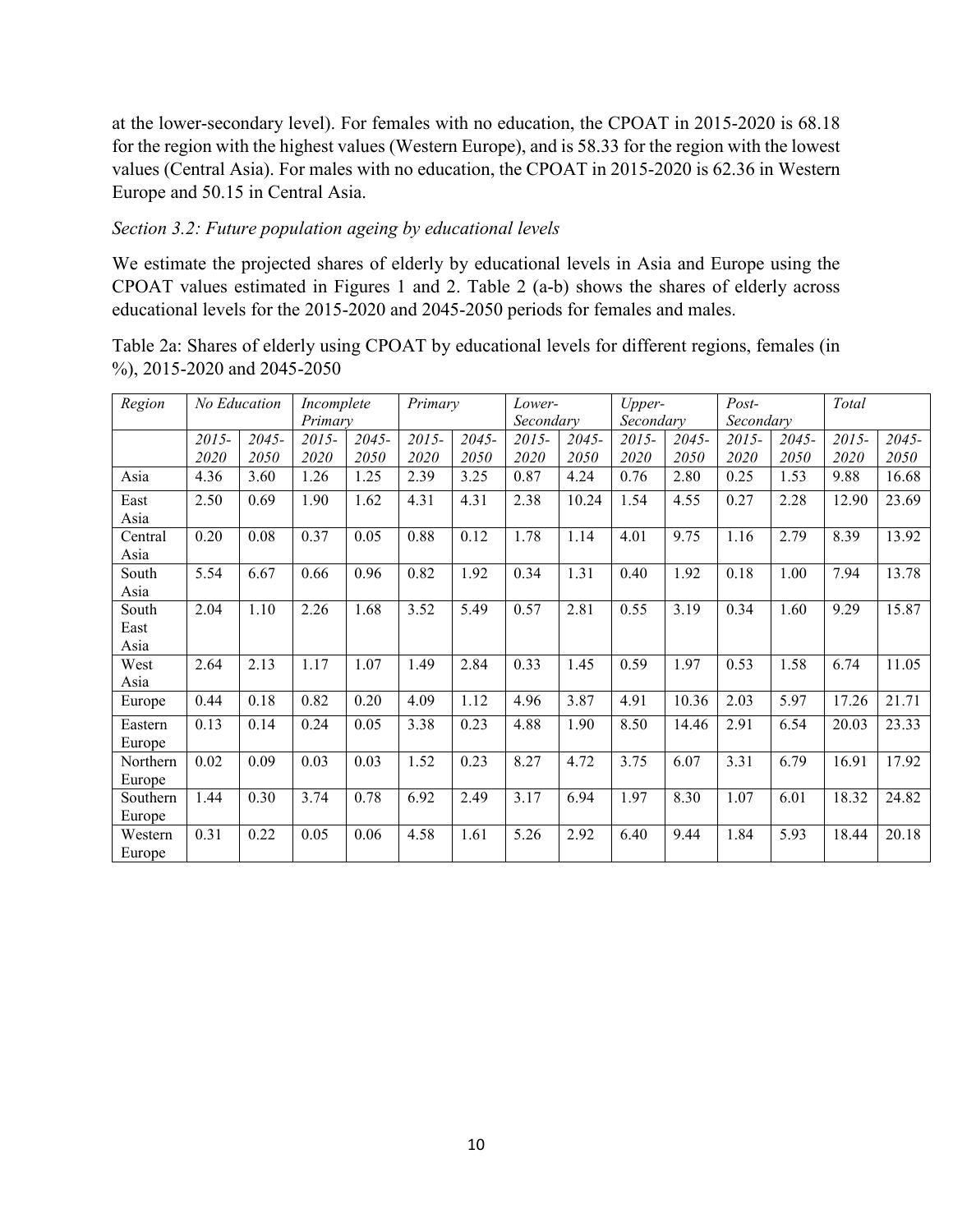at the lower-secondary level). For females with no education, the CPOAT in 2015-2020 is 68.18 for the region with the highest values (Western Europe), and is 58.33 for the region with the lowest values (Central Asia). For males with no education, the CPOAT in 2015-2020 is 62.36 in Western Europe and 50.15 in Central Asia.

*Section 3.2: Future population ageing by educational levels*

We estimate the projected shares of elderly by educational levels in Asia and Europe using the CPOAT values estimated in Figures 1 and 2. Table 2 (a-b) shows the shares of elderly across educational levels for the 2015-2020 and 2045-2050 periods for females and males.

Table 2a: Shares of elderly using CPOAT by educational levels for different regions, females (in %), 2015-2020 and 2045-2050

| *Region* | *No Education* | | *Incomplete Primary* | | *Primary* | | *Lower-Secondary* | | *Upper-Secondary* | | *Post-Secondary* | | *Total* | |
|---|---|---|---|---|---|---|---|---|---|---|---|---|---|---|
| | *2015-2020* | *2045-2050* | *2015-2020* | *2045-2050* | *2015-2020* | *2045-2050* | *2015-2020* | *2045-2050* | *2015-2020* | *2045-2050* | *2015-2020* | *2045-2050* | *2015-2020* | *2045-2050* |
| Asia | 4.36 | 3.60 | 1.26 | 1.25 | 2.39 | 3.25 | 0.87 | 4.24 | 0.76 | 2.80 | 0.25 | 1.53 | 9.88 | 16.68 |
| East Asia | 2.50 | 0.69 | 1.90 | 1.62 | 4.31 | 4.31 | 2.38 | 10.24 | 1.54 | 4.55 | 0.27 | 2.28 | 12.90 | 23.69 |
| Central Asia | 0.20 | 0.08 | 0.37 | 0.05 | 0.88 | 0.12 | 1.78 | 1.14 | 4.01 | 9.75 | 1.16 | 2.79 | 8.39 | 13.92 |
| South Asia | 5.54 | 6.67 | 0.66 | 0.96 | 0.82 | 1.92 | 0.34 | 1.31 | 0.40 | 1.92 | 0.18 | 1.00 | 7.94 | 13.78 |
| South East Asia | 2.04 | 1.10 | 2.26 | 1.68 | 3.52 | 5.49 | 0.57 | 2.81 | 0.55 | 3.19 | 0.34 | 1.60 | 9.29 | 15.87 |
| West Asia | 2.64 | 2.13 | 1.17 | 1.07 | 1.49 | 2.84 | 0.33 | 1.45 | 0.59 | 1.97 | 0.53 | 1.58 | 6.74 | 11.05 |
| Europe | 0.44 | 0.18 | 0.82 | 0.20 | 4.09 | 1.12 | 4.96 | 3.87 | 4.91 | 10.36 | 2.03 | 5.97 | 17.26 | 21.71 |
| Eastern Europe | 0.13 | 0.14 | 0.24 | 0.05 | 3.38 | 0.23 | 4.88 | 1.90 | 8.50 | 14.46 | 2.91 | 6.54 | 20.03 | 23.33 |
| Northern Europe | 0.02 | 0.09 | 0.03 | 0.03 | 1.52 | 0.23 | 8.27 | 4.72 | 3.75 | 6.07 | 3.31 | 6.79 | 16.91 | 17.92 |
| Southern Europe | 1.44 | 0.30 | 3.74 | 0.78 | 6.92 | 2.49 | 3.17 | 6.94 | 1.97 | 8.30 | 1.07 | 6.01 | 18.32 | 24.82 |
| Western Europe | 0.31 | 0.22 | 0.05 | 0.06 | 4.58 | 1.61 | 5.26 | 2.92 | 6.40 | 9.44 | 1.84 | 5.93 | 18.44 | 20.18 |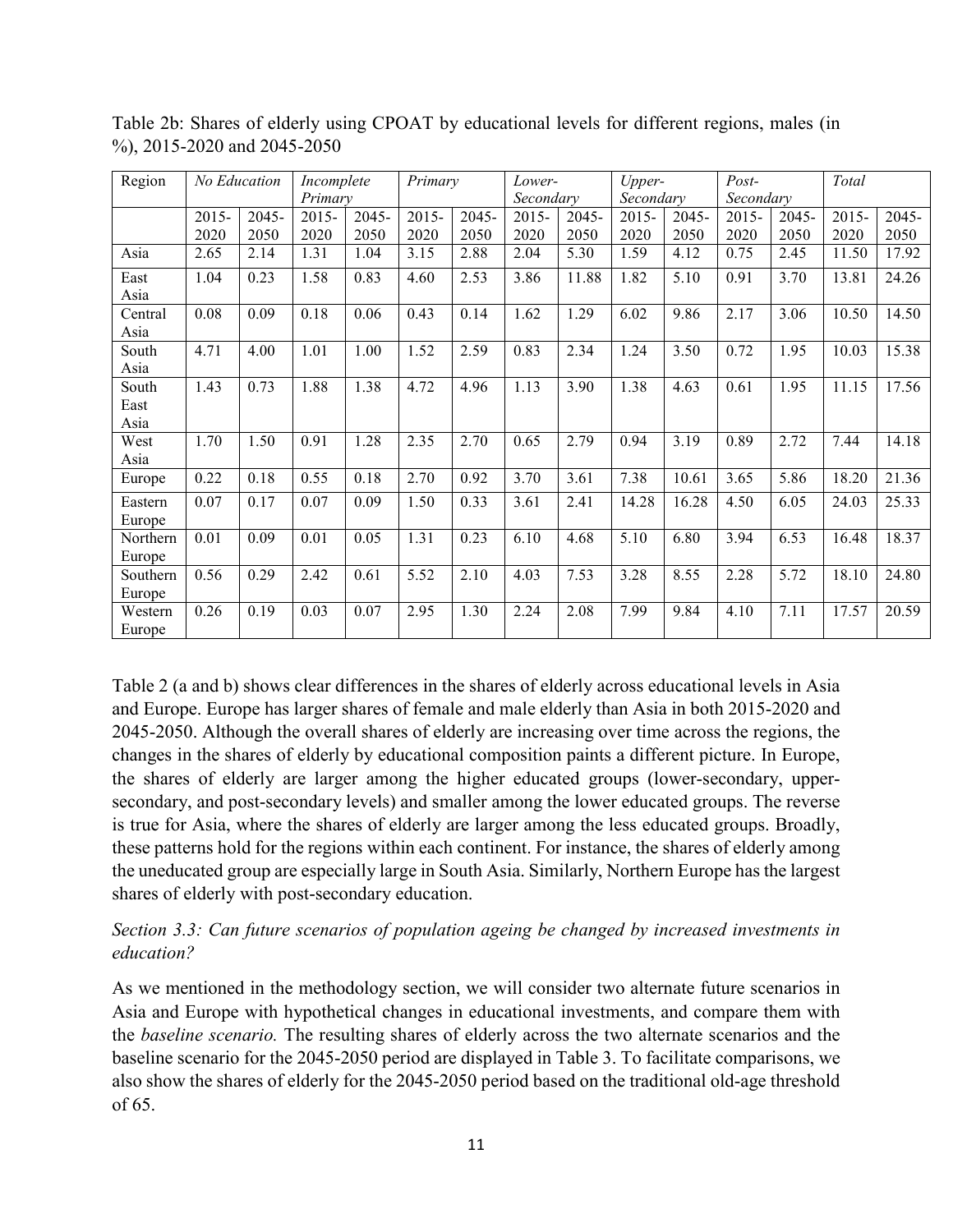Table 2b: Shares of elderly using CPOAT by educational levels for different regions, males (in %), 2015-2020 and 2045-2050

| Region | *No Education* | | *Incomplete Primary* | | *Primary* | | *Lower-Secondary* | | *Upper-Secondary* | | *Post-Secondary* | | *Total* | |
|---|---|---|---|---|---|---|---|---|---|---|---|---|---|---|
| | 2015-2020 | 2045-2050 | 2015-2020 | 2045-2050 | 2015-2020 | 2045-2050 | 2015-2020 | 2045-2050 | 2015-2020 | 2045-2050 | 2015-2020 | 2045-2050 | 2015-2020 | 2045-2050 |
| Asia | 2.65 | 2.14 | 1.31 | 1.04 | 3.15 | 2.88 | 2.04 | 5.30 | 1.59 | 4.12 | 0.75 | 2.45 | 11.50 | 17.92 |
| East Asia | 1.04 | 0.23 | 1.58 | 0.83 | 4.60 | 2.53 | 3.86 | 11.88 | 1.82 | 5.10 | 0.91 | 3.70 | 13.81 | 24.26 |
| Central Asia | 0.08 | 0.09 | 0.18 | 0.06 | 0.43 | 0.14 | 1.62 | 1.29 | 6.02 | 9.86 | 2.17 | 3.06 | 10.50 | 14.50 |
| South Asia | 4.71 | 4.00 | 1.01 | 1.00 | 1.52 | 2.59 | 0.83 | 2.34 | 1.24 | 3.50 | 0.72 | 1.95 | 10.03 | 15.38 |
| South East Asia | 1.43 | 0.73 | 1.88 | 1.38 | 4.72 | 4.96 | 1.13 | 3.90 | 1.38 | 4.63 | 0.61 | 1.95 | 11.15 | 17.56 |
| West Asia | 1.70 | 1.50 | 0.91 | 1.28 | 2.35 | 2.70 | 0.65 | 2.79 | 0.94 | 3.19 | 0.89 | 2.72 | 7.44 | 14.18 |
| Europe | 0.22 | 0.18 | 0.55 | 0.18 | 2.70 | 0.92 | 3.70 | 3.61 | 7.38 | 10.61 | 3.65 | 5.86 | 18.20 | 21.36 |
| Eastern Europe | 0.07 | 0.17 | 0.07 | 0.09 | 1.50 | 0.33 | 3.61 | 2.41 | 14.28 | 16.28 | 4.50 | 6.05 | 24.03 | 25.33 |
| Northern Europe | 0.01 | 0.09 | 0.01 | 0.05 | 1.31 | 0.23 | 6.10 | 4.68 | 5.10 | 6.80 | 3.94 | 6.53 | 16.48 | 18.37 |
| Southern Europe | 0.56 | 0.29 | 2.42 | 0.61 | 5.52 | 2.10 | 4.03 | 7.53 | 3.28 | 8.55 | 2.28 | 5.72 | 18.10 | 24.80 |
| Western Europe | 0.26 | 0.19 | 0.03 | 0.07 | 2.95 | 1.30 | 2.24 | 2.08 | 7.99 | 9.84 | 4.10 | 7.11 | 17.57 | 20.59 |

Table 2 (a and b) shows clear differences in the shares of elderly across educational levels in Asia and Europe. Europe has larger shares of female and male elderly than Asia in both 2015-2020 and 2045-2050. Although the overall shares of elderly are increasing over time across the regions, the changes in the shares of elderly by educational composition paints a different picture. In Europe, the shares of elderly are larger among the higher educated groups (lower-secondary, upper-secondary, and post-secondary levels) and smaller among the lower educated groups. The reverse is true for Asia, where the shares of elderly are larger among the less educated groups. Broadly, these patterns hold for the regions within each continent. For instance, the shares of elderly among the uneducated group are especially large in South Asia. Similarly, Northern Europe has the largest shares of elderly with post-secondary education.

### *Section 3.3: Can future scenarios of population ageing be changed by increased investments in education?*

As we mentioned in the methodology section, we will consider two alternate future scenarios in Asia and Europe with hypothetical changes in educational investments, and compare them with the *baseline scenario.* The resulting shares of elderly across the two alternate scenarios and the baseline scenario for the 2045-2050 period are displayed in Table 3. To facilitate comparisons, we also show the shares of elderly for the 2045-2050 period based on the traditional old-age threshold of 65.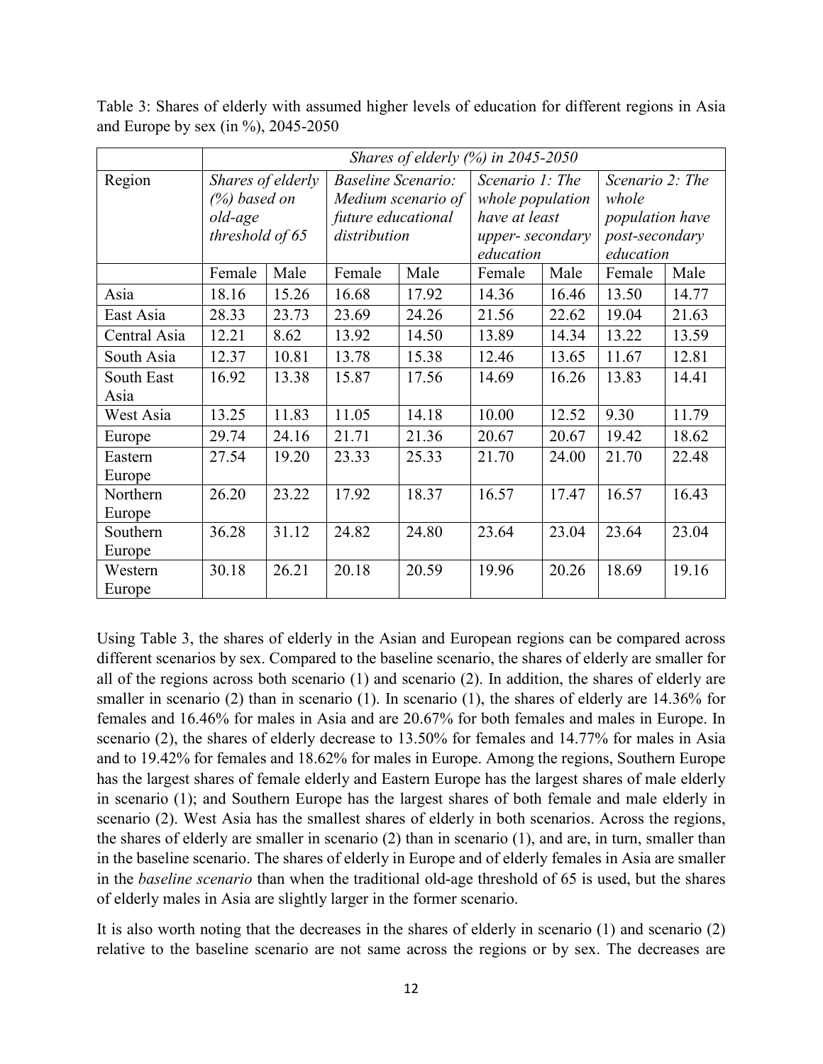Table 3: Shares of elderly with assumed higher levels of education for different regions in Asia and Europe by sex (in %), 2045-2050

| | *Shares of elderly (%) in 2045-2050* | | | | | | | |
|---|---|---|---|---|---|---|---|---|
| Region | *Shares of elderly (%) based on old-age threshold of 65* | | *Baseline Scenario: Medium scenario of future educational distribution* | | *Scenario 1: The whole population have at least upper- secondary education* | | *Scenario 2: The whole population have post-secondary education* | |
| | Female | Male | Female | Male | Female | Male | Female | Male |
| Asia | 18.16 | 15.26 | 16.68 | 17.92 | 14.36 | 16.46 | 13.50 | 14.77 |
| East Asia | 28.33 | 23.73 | 23.69 | 24.26 | 21.56 | 22.62 | 19.04 | 21.63 |
| Central Asia | 12.21 | 8.62 | 13.92 | 14.50 | 13.89 | 14.34 | 13.22 | 13.59 |
| South Asia | 12.37 | 10.81 | 13.78 | 15.38 | 12.46 | 13.65 | 11.67 | 12.81 |
| South East Asia | 16.92 | 13.38 | 15.87 | 17.56 | 14.69 | 16.26 | 13.83 | 14.41 |
| West Asia | 13.25 | 11.83 | 11.05 | 14.18 | 10.00 | 12.52 | 9.30 | 11.79 |
| Europe | 29.74 | 24.16 | 21.71 | 21.36 | 20.67 | 20.67 | 19.42 | 18.62 |
| Eastern Europe | 27.54 | 19.20 | 23.33 | 25.33 | 21.70 | 24.00 | 21.70 | 22.48 |
| Northern Europe | 26.20 | 23.22 | 17.92 | 18.37 | 16.57 | 17.47 | 16.57 | 16.43 |
| Southern Europe | 36.28 | 31.12 | 24.82 | 24.80 | 23.64 | 23.04 | 23.64 | 23.04 |
| Western Europe | 30.18 | 26.21 | 20.18 | 20.59 | 19.96 | 20.26 | 18.69 | 19.16 |

Using Table 3, the shares of elderly in the Asian and European regions can be compared across different scenarios by sex. Compared to the baseline scenario, the shares of elderly are smaller for all of the regions across both scenario (1) and scenario (2). In addition, the shares of elderly are smaller in scenario (2) than in scenario (1). In scenario (1), the shares of elderly are 14.36% for females and 16.46% for males in Asia and are 20.67% for both females and males in Europe. In scenario (2), the shares of elderly decrease to 13.50% for females and 14.77% for males in Asia and to 19.42% for females and 18.62% for males in Europe. Among the regions, Southern Europe has the largest shares of female elderly and Eastern Europe has the largest shares of male elderly in scenario (1); and Southern Europe has the largest shares of both female and male elderly in scenario (2). West Asia has the smallest shares of elderly in both scenarios. Across the regions, the shares of elderly are smaller in scenario (2) than in scenario (1), and are, in turn, smaller than in the baseline scenario. The shares of elderly in Europe and of elderly females in Asia are smaller in the *baseline scenario* than when the traditional old-age threshold of 65 is used, but the shares of elderly males in Asia are slightly larger in the former scenario.

It is also worth noting that the decreases in the shares of elderly in scenario (1) and scenario (2) relative to the baseline scenario are not same across the regions or by sex. The decreases are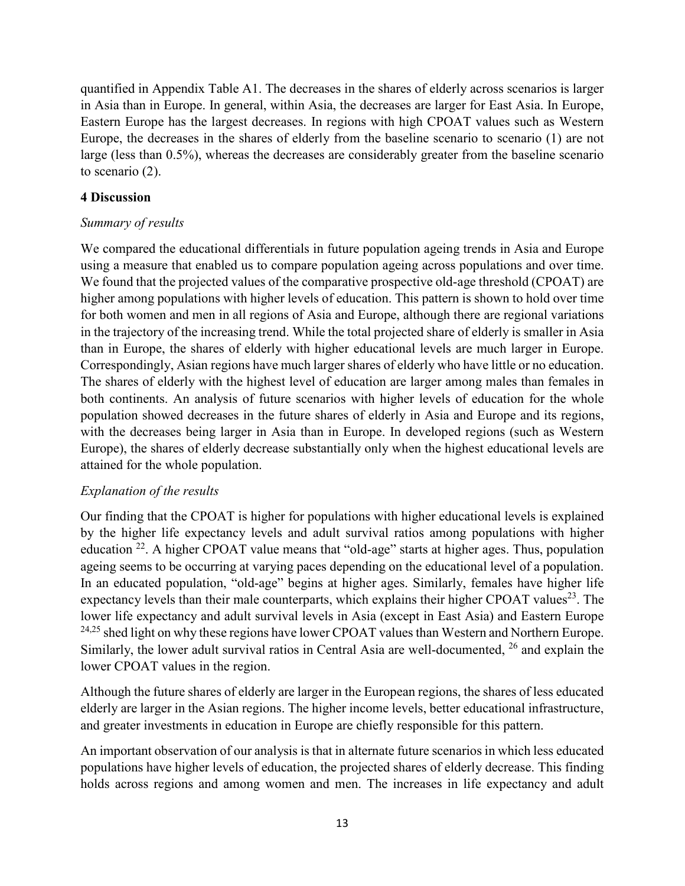quantified in Appendix Table A1. The decreases in the shares of elderly across scenarios is larger in Asia than in Europe. In general, within Asia, the decreases are larger for East Asia. In Europe, Eastern Europe has the largest decreases. In regions with high CPOAT values such as Western Europe, the decreases in the shares of elderly from the baseline scenario to scenario (1) are not large (less than 0.5%), whereas the decreases are considerably greater from the baseline scenario to scenario (2).

## 4 Discussion

### *Summary of results*

We compared the educational differentials in future population ageing trends in Asia and Europe using a measure that enabled us to compare population ageing across populations and over time. We found that the projected values of the comparative prospective old-age threshold (CPOAT) are higher among populations with higher levels of education. This pattern is shown to hold over time for both women and men in all regions of Asia and Europe, although there are regional variations in the trajectory of the increasing trend. While the total projected share of elderly is smaller in Asia than in Europe, the shares of elderly with higher educational levels are much larger in Europe. Correspondingly, Asian regions have much larger shares of elderly who have little or no education. The shares of elderly with the highest level of education are larger among males than females in both continents. An analysis of future scenarios with higher levels of education for the whole population showed decreases in the future shares of elderly in Asia and Europe and its regions, with the decreases being larger in Asia than in Europe. In developed regions (such as Western Europe), the shares of elderly decrease substantially only when the highest educational levels are attained for the whole population.

### *Explanation of the results*

Our finding that the CPOAT is higher for populations with higher educational levels is explained by the higher life expectancy levels and adult survival ratios among populations with higher education [22]. A higher CPOAT value means that "old-age" starts at higher ages. Thus, population ageing seems to be occurring at varying paces depending on the educational level of a population. In an educated population, "old-age" begins at higher ages. Similarly, females have higher life expectancy levels than their male counterparts, which explains their higher CPOAT values[23]. The lower life expectancy and adult survival levels in Asia (except in East Asia) and Eastern Europe [24,25] shed light on why these regions have lower CPOAT values than Western and Northern Europe. Similarly, the lower adult survival ratios in Central Asia are well-documented, [26] and explain the lower CPOAT values in the region.

Although the future shares of elderly are larger in the European regions, the shares of less educated elderly are larger in the Asian regions. The higher income levels, better educational infrastructure, and greater investments in education in Europe are chiefly responsible for this pattern.

An important observation of our analysis is that in alternate future scenarios in which less educated populations have higher levels of education, the projected shares of elderly decrease. This finding holds across regions and among women and men. The increases in life expectancy and adult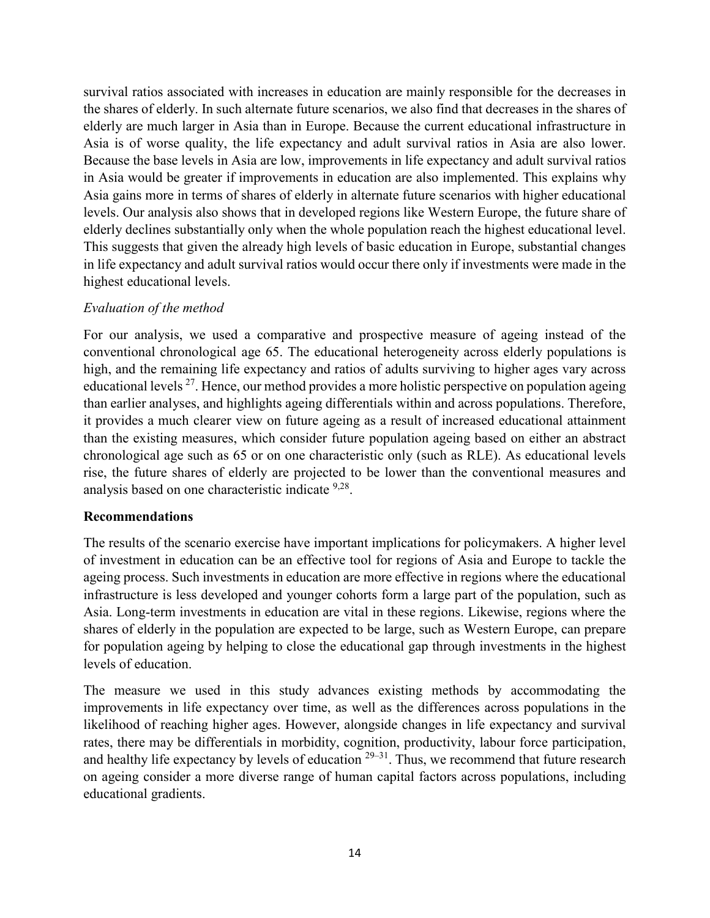survival ratios associated with increases in education are mainly responsible for the decreases in the shares of elderly. In such alternate future scenarios, we also find that decreases in the shares of elderly are much larger in Asia than in Europe. Because the current educational infrastructure in Asia is of worse quality, the life expectancy and adult survival ratios in Asia are also lower. Because the base levels in Asia are low, improvements in life expectancy and adult survival ratios in Asia would be greater if improvements in education are also implemented. This explains why Asia gains more in terms of shares of elderly in alternate future scenarios with higher educational levels. Our analysis also shows that in developed regions like Western Europe, the future share of elderly declines substantially only when the whole population reach the highest educational level. This suggests that given the already high levels of basic education in Europe, substantial changes in life expectancy and adult survival ratios would occur there only if investments were made in the highest educational levels.

### *Evaluation of the method*

For our analysis, we used a comparative and prospective measure of ageing instead of the conventional chronological age 65. The educational heterogeneity across elderly populations is high, and the remaining life expectancy and ratios of adults surviving to higher ages vary across educational levels [27]. Hence, our method provides a more holistic perspective on population ageing than earlier analyses, and highlights ageing differentials within and across populations. Therefore, it provides a much clearer view on future ageing as a result of increased educational attainment than the existing measures, which consider future population ageing based on either an abstract chronological age such as 65 or on one characteristic only (such as RLE). As educational levels rise, the future shares of elderly are projected to be lower than the conventional measures and analysis based on one characteristic indicate [9,28].

## Recommendations

The results of the scenario exercise have important implications for policymakers. A higher level of investment in education can be an effective tool for regions of Asia and Europe to tackle the ageing process. Such investments in education are more effective in regions where the educational infrastructure is less developed and younger cohorts form a large part of the population, such as Asia. Long-term investments in education are vital in these regions. Likewise, regions where the shares of elderly in the population are expected to be large, such as Western Europe, can prepare for population ageing by helping to close the educational gap through investments in the highest levels of education.

The measure we used in this study advances existing methods by accommodating the improvements in life expectancy over time, as well as the differences across populations in the likelihood of reaching higher ages. However, alongside changes in life expectancy and survival rates, there may be differentials in morbidity, cognition, productivity, labour force participation, and healthy life expectancy by levels of education [29–31]. Thus, we recommend that future research on ageing consider a more diverse range of human capital factors across populations, including educational gradients.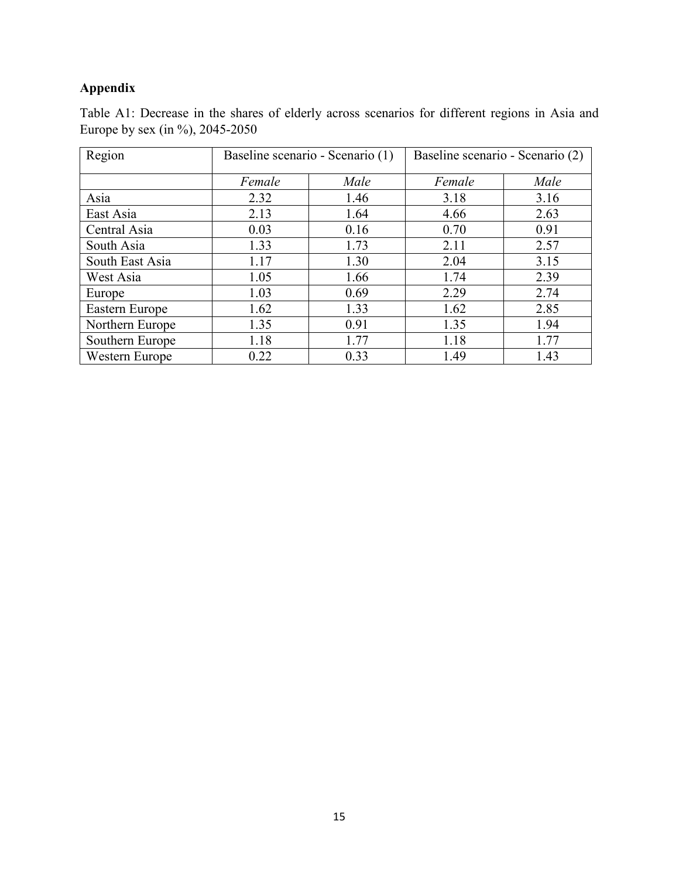**Appendix**

Table A1: Decrease in the shares of elderly across scenarios for different regions in Asia and Europe by sex (in %), 2045-2050

| Region | Baseline scenario - Scenario (1) | | Baseline scenario - Scenario (2) | |
|---|---|---|---|---|
| | *Female* | *Male* | *Female* | *Male* |
| Asia | 2.32 | 1.46 | 3.18 | 3.16 |
| East Asia | 2.13 | 1.64 | 4.66 | 2.63 |
| Central Asia | 0.03 | 0.16 | 0.70 | 0.91 |
| South Asia | 1.33 | 1.73 | 2.11 | 2.57 |
| South East Asia | 1.17 | 1.30 | 2.04 | 3.15 |
| West Asia | 1.05 | 1.66 | 1.74 | 2.39 |
| Europe | 1.03 | 0.69 | 2.29 | 2.74 |
| Eastern Europe | 1.62 | 1.33 | 1.62 | 2.85 |
| Northern Europe | 1.35 | 0.91 | 1.35 | 1.94 |
| Southern Europe | 1.18 | 1.77 | 1.18 | 1.77 |
| Western Europe | 0.22 | 0.33 | 1.49 | 1.43 |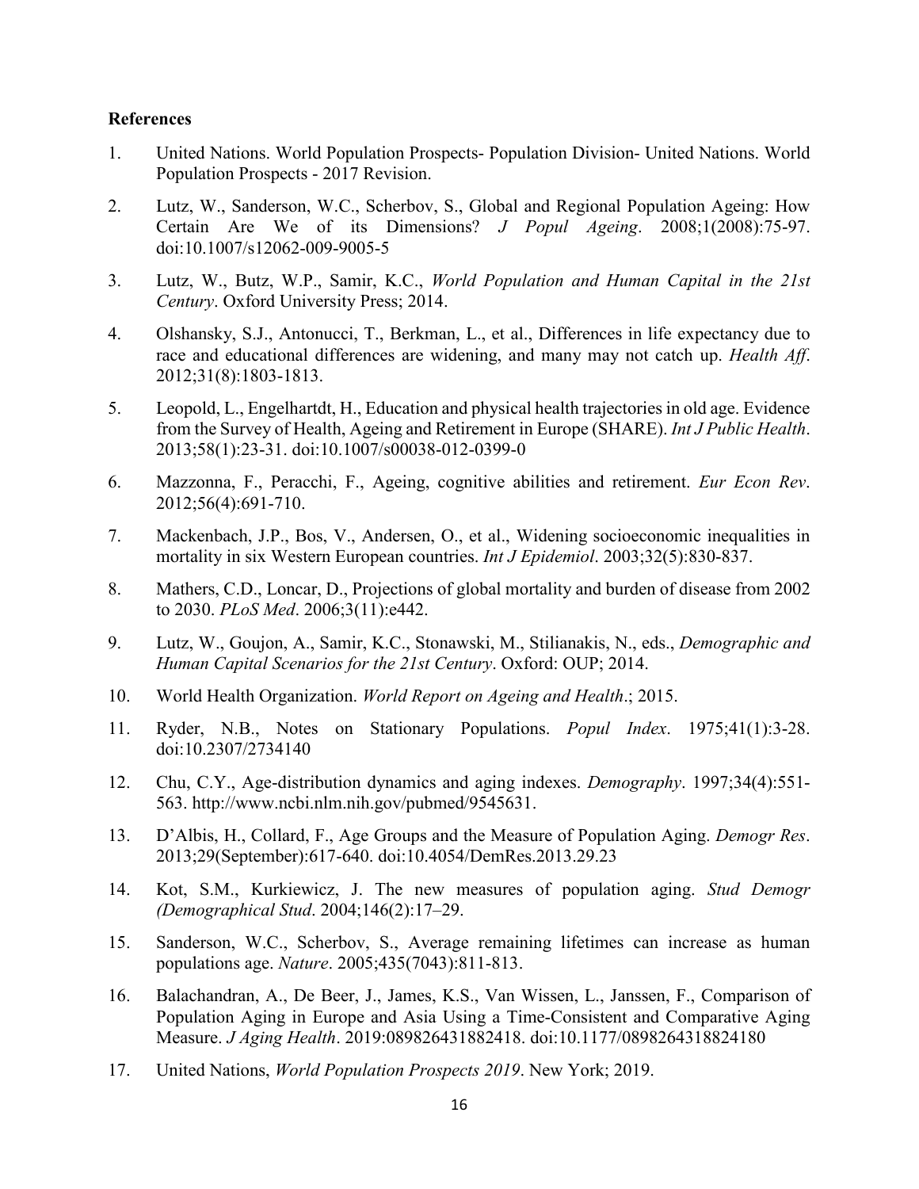**References**

1. United Nations. World Population Prospects- Population Division- United Nations. World Population Prospects - 2017 Revision.
2. Lutz, W., Sanderson, W.C., Scherbov, S., Global and Regional Population Ageing: How Certain Are We of its Dimensions? *J Popul Ageing*. 2008;1(2008):75-97. doi:10.1007/s12062-009-9005-5
3. Lutz, W., Butz, W.P., Samir, K.C., *World Population and Human Capital in the 21st Century*. Oxford University Press; 2014.
4. Olshansky, S.J., Antonucci, T., Berkman, L., et al., Differences in life expectancy due to race and educational differences are widening, and many may not catch up. *Health Aff*. 2012;31(8):1803-1813.
5. Leopold, L., Engelhartdt, H., Education and physical health trajectories in old age. Evidence from the Survey of Health, Ageing and Retirement in Europe (SHARE). *Int J Public Health*. 2013;58(1):23-31. doi:10.1007/s00038-012-0399-0
6. Mazzonna, F., Peracchi, F., Ageing, cognitive abilities and retirement. *Eur Econ Rev*. 2012;56(4):691-710.
7. Mackenbach, J.P., Bos, V., Andersen, O., et al., Widening socioeconomic inequalities in mortality in six Western European countries. *Int J Epidemiol*. 2003;32(5):830-837.
8. Mathers, C.D., Loncar, D., Projections of global mortality and burden of disease from 2002 to 2030. *PLoS Med*. 2006;3(11):e442.
9. Lutz, W., Goujon, A., Samir, K.C., Stonawski, M., Stilianakis, N., eds., *Demographic and Human Capital Scenarios for the 21st Century*. Oxford: OUP; 2014.
10. World Health Organization. *World Report on Ageing and Health*.; 2015.
11. Ryder, N.B., Notes on Stationary Populations. *Popul Index*. 1975;41(1):3-28. doi:10.2307/2734140
12. Chu, C.Y., Age-distribution dynamics and aging indexes. *Demography*. 1997;34(4):551-563. http://www.ncbi.nlm.nih.gov/pubmed/9545631.
13. D'Albis, H., Collard, F., Age Groups and the Measure of Population Aging. *Demogr Res*. 2013;29(September):617-640. doi:10.4054/DemRes.2013.29.23
14. Kot, S.M., Kurkiewicz, J. The new measures of population aging. *Stud Demogr (Demographical Stud*. 2004;146(2):17–29.
15. Sanderson, W.C., Scherbov, S., Average remaining lifetimes can increase as human populations age. *Nature*. 2005;435(7043):811-813.
16. Balachandran, A., De Beer, J., James, K.S., Van Wissen, L., Janssen, F., Comparison of Population Aging in Europe and Asia Using a Time-Consistent and Comparative Aging Measure. *J Aging Health*. 2019:089826431882418. doi:10.1177/0898264318824180
17. United Nations, *World Population Prospects 2019*. New York; 2019.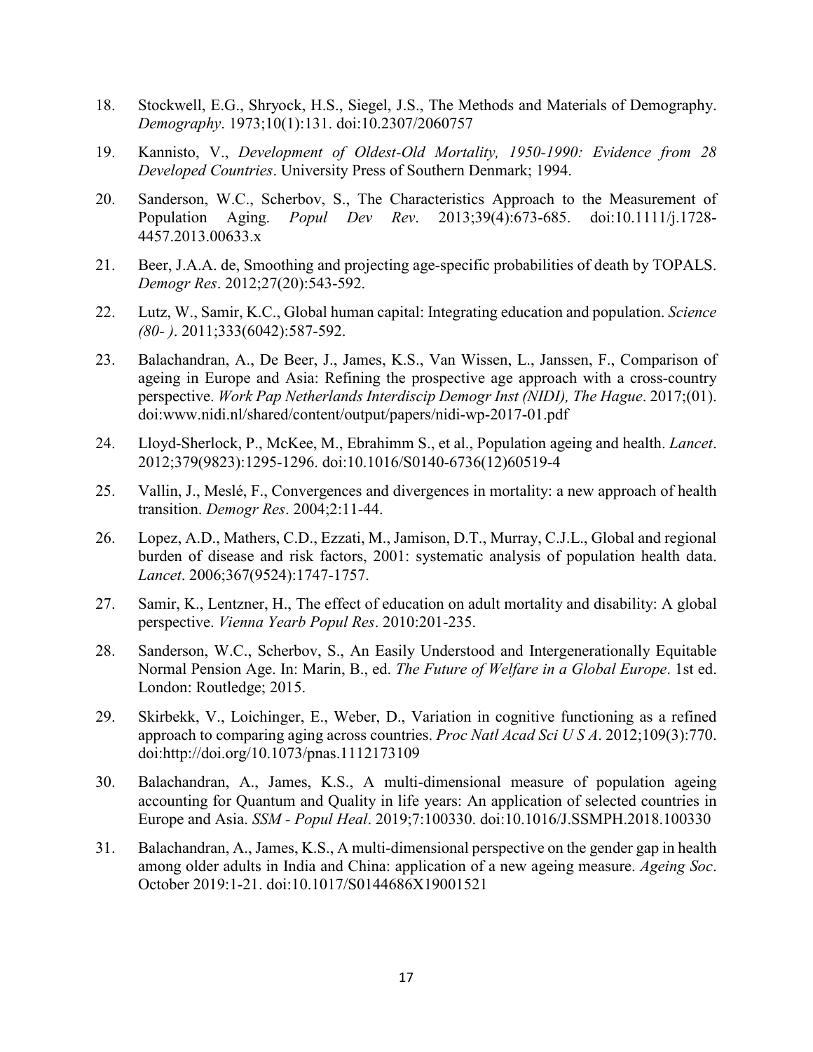18. Stockwell, E.G., Shryock, H.S., Siegel, J.S., The Methods and Materials of Demography. *Demography*. 1973;10(1):131. doi:10.2307/2060757

19. Kannisto, V., *Development of Oldest-Old Mortality, 1950-1990: Evidence from 28 Developed Countries*. University Press of Southern Denmark; 1994.

20. Sanderson, W.C., Scherbov, S., The Characteristics Approach to the Measurement of Population Aging. *Popul Dev Rev*. 2013;39(4):673-685. doi:10.1111/j.1728-4457.2013.00633.x

21. Beer, J.A.A. de, Smoothing and projecting age-specific probabilities of death by TOPALS. *Demogr Res*. 2012;27(20):543-592.

22. Lutz, W., Samir, K.C., Global human capital: Integrating education and population. *Science (80- )*. 2011;333(6042):587-592.

23. Balachandran, A., De Beer, J., James, K.S., Van Wissen, L., Janssen, F., Comparison of ageing in Europe and Asia: Refining the prospective age approach with a cross-country perspective. *Work Pap Netherlands Interdiscip Demogr Inst (NIDI), The Hague*. 2017;(01). doi:www.nidi.nl/shared/content/output/papers/nidi-wp-2017-01.pdf

24. Lloyd-Sherlock, P., McKee, M., Ebrahimm S., et al., Population ageing and health. *Lancet*. 2012;379(9823):1295-1296. doi:10.1016/S0140-6736(12)60519-4

25. Vallin, J., Meslé, F., Convergences and divergences in mortality: a new approach of health transition. *Demogr Res*. 2004;2:11-44.

26. Lopez, A.D., Mathers, C.D., Ezzati, M., Jamison, D.T., Murray, C.J.L., Global and regional burden of disease and risk factors, 2001: systematic analysis of population health data. *Lancet*. 2006;367(9524):1747-1757.

27. Samir, K., Lentzner, H., The effect of education on adult mortality and disability: A global perspective. *Vienna Yearb Popul Res*. 2010:201-235.

28. Sanderson, W.C., Scherbov, S., An Easily Understood and Intergenerationally Equitable Normal Pension Age. In: Marin, B., ed. *The Future of Welfare in a Global Europe*. 1st ed. London: Routledge; 2015.

29. Skirbekk, V., Loichinger, E., Weber, D., Variation in cognitive functioning as a refined approach to comparing aging across countries. *Proc Natl Acad Sci U S A*. 2012;109(3):770. doi:http://doi.org/10.1073/pnas.1112173109

30. Balachandran, A., James, K.S., A multi-dimensional measure of population ageing accounting for Quantum and Quality in life years: An application of selected countries in Europe and Asia. *SSM - Popul Heal*. 2019;7:100330. doi:10.1016/J.SSMPH.2018.100330

31. Balachandran, A., James, K.S., A multi-dimensional perspective on the gender gap in health among older adults in India and China: application of a new ageing measure. *Ageing Soc*. October 2019:1-21. doi:10.1017/S0144686X19001521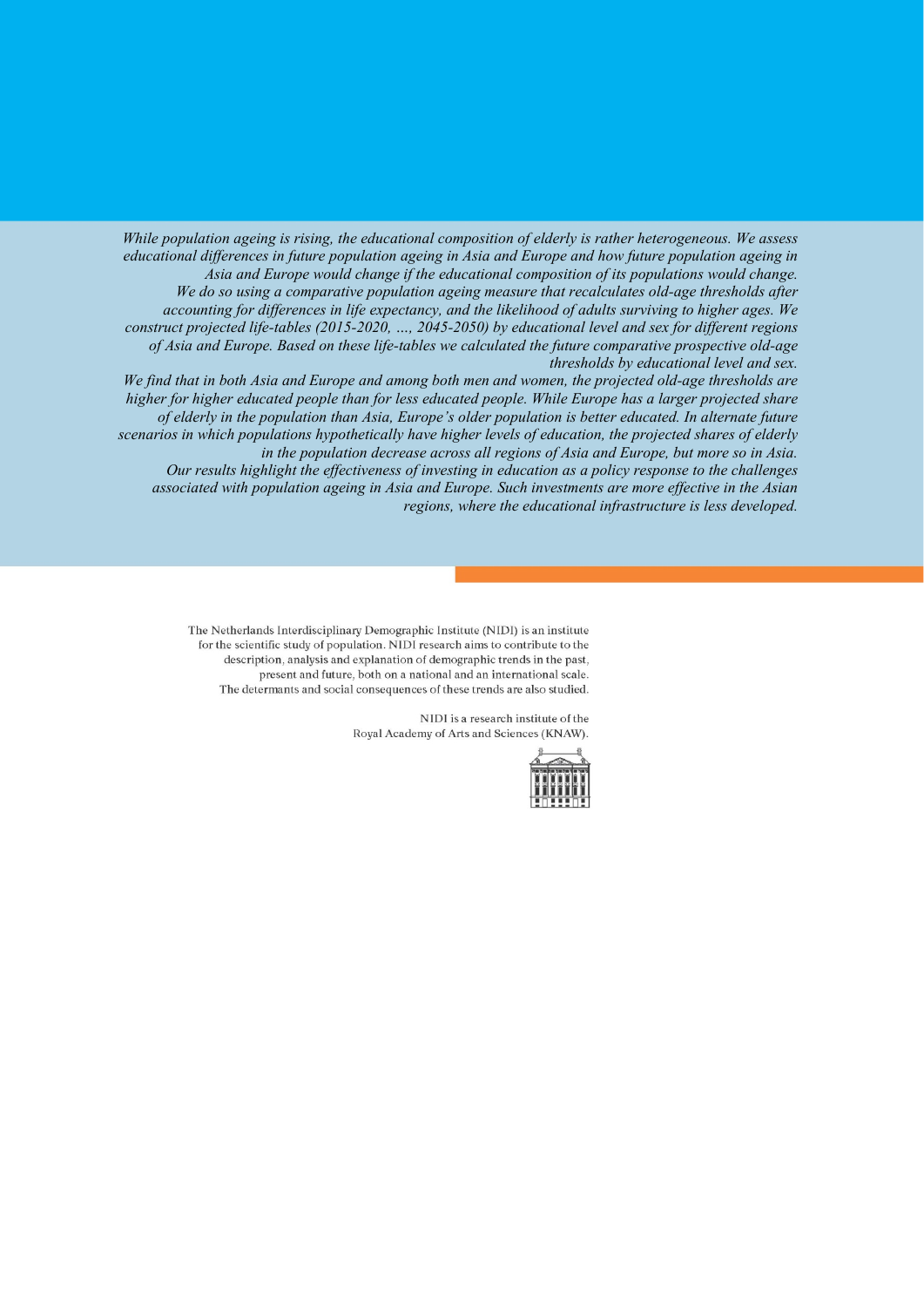*While population ageing is rising, the educational composition of elderly is rather heterogeneous. We assess educational differences in future population ageing in Asia and Europe and how future population ageing in Asia and Europe would change if the educational composition of its populations would change.*
*We do so using a comparative population ageing measure that recalculates old-age thresholds after accounting for differences in life expectancy, and the likelihood of adults surviving to higher ages. We construct projected life-tables (2015-2020, ..., 2045-2050) by educational level and sex for different regions of Asia and Europe. Based on these life-tables we calculated the future comparative prospective old-age thresholds by educational level and sex.*
*We find that in both Asia and Europe and among both men and women, the projected old-age thresholds are higher for higher educated people than for less educated people. While Europe has a larger projected share of elderly in the population than Asia, Europe's older population is better educated. In alternate future scenarios in which populations hypothetically have higher levels of education, the projected shares of elderly in the population decrease across all regions of Asia and Europe, but more so in Asia.*
*Our results highlight the effectiveness of investing in education as a policy response to the challenges associated with population ageing in Asia and Europe. Such investments are more effective in the Asian regions, where the educational infrastructure is less developed.*

The Netherlands Interdisciplinary Demographic Institute (NIDI) is an institute for the scientific study of population. NIDI research aims to contribute to the description, analysis and explanation of demographic trends in the past, present and future, both on a national and an international scale. The determants and social consequences of these trends are also studied.

NIDI is a research institute of the Royal Academy of Arts and Sciences (KNAW).